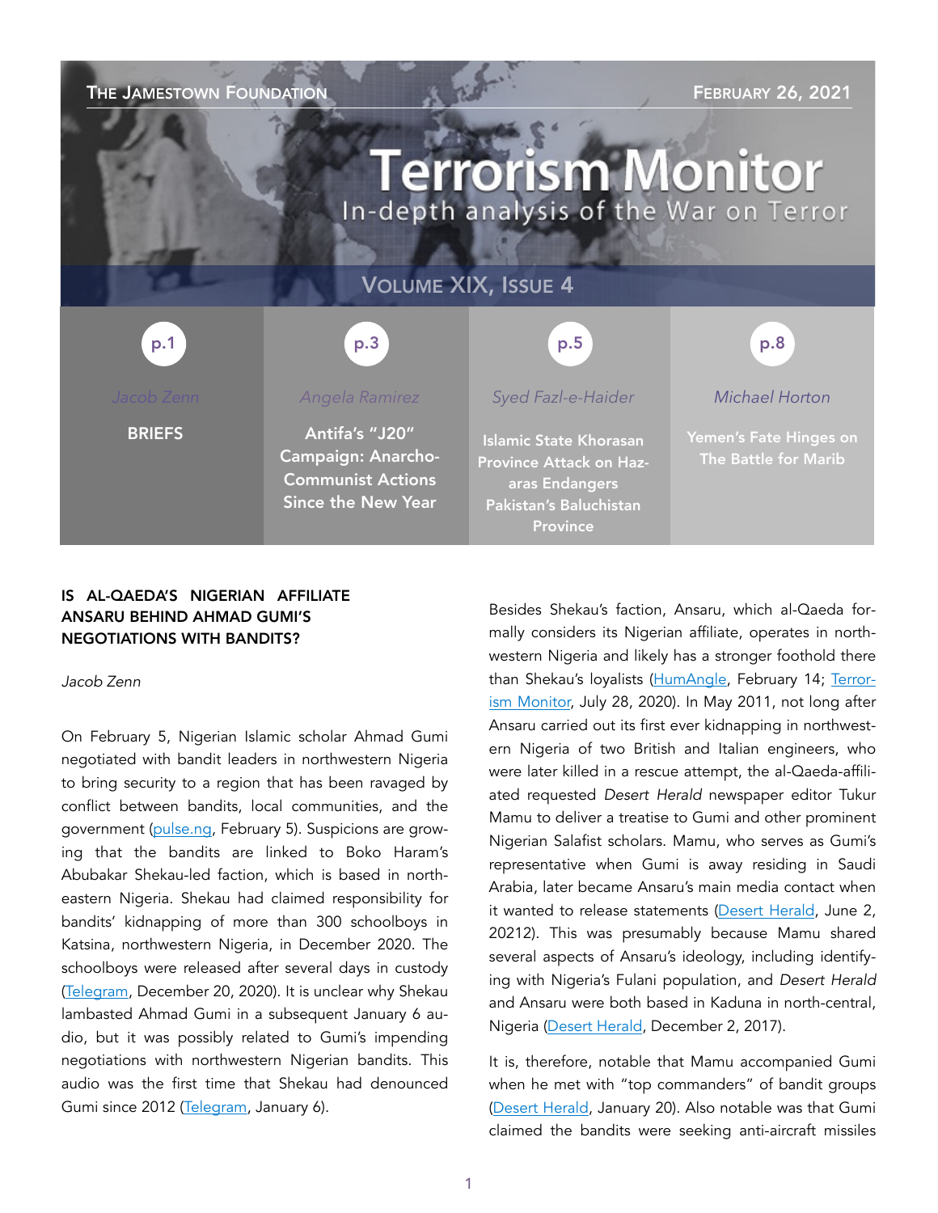THE JAMESTOWN FOUNDATION — FEBRUARY 26, 2021

# Terrorism Monitor

In-depth analysis of the War on Terror

VOLUME XIX, ISSUE 4

| p.1 | p.3 | p.5 | p.8 |
|---|---|---|---|
| Jacob Zenn | Angela Ramirez | Syed Fazl-e-Haider | Michael Horton |
| BRIEFS | Antifa's "J20" Campaign: Anarcho-Communist Actions Since the New Year | Islamic State Khorasan Province Attack on Hazaras Endangers Pakistan's Baluchistan Province | Yemen's Fate Hinges on The Battle for Marib |

## IS AL-QAEDA'S NIGERIAN AFFILIATE ANSARU BEHIND AHMAD GUMI'S NEGOTIATIONS WITH BANDITS?

*Jacob Zenn*

On February 5, Nigerian Islamic scholar Ahmad Gumi negotiated with bandit leaders in northwestern Nigeria to bring security to a region that has been ravaged by conflict between bandits, local communities, and the government (pulse.ng, February 5). Suspicions are growing that the bandits are linked to Boko Haram's Abubakar Shekau-led faction, which is based in northeastern Nigeria. Shekau had claimed responsibility for bandits' kidnapping of more than 300 schoolboys in Katsina, northwestern Nigeria, in December 2020. The schoolboys were released after several days in custody (Telegram, December 20, 2020). It is unclear why Shekau lambasted Ahmad Gumi in a subsequent January 6 audio, but it was possibly related to Gumi's impending negotiations with northwestern Nigerian bandits. This audio was the first time that Shekau had denounced Gumi since 2012 (Telegram, January 6).

Besides Shekau's faction, Ansaru, which al-Qaeda formally considers its Nigerian affiliate, operates in northwestern Nigeria and likely has a stronger foothold there than Shekau's loyalists (HumAngle, February 14; Terrorism Monitor, July 28, 2020). In May 2011, not long after Ansaru carried out its first ever kidnapping in northwestern Nigeria of two British and Italian engineers, who were later killed in a rescue attempt, the al-Qaeda-affiliated requested *Desert Herald* newspaper editor Tukur Mamu to deliver a treatise to Gumi and other prominent Nigerian Salafist scholars. Mamu, who serves as Gumi's representative when Gumi is away residing in Saudi Arabia, later became Ansaru's main media contact when it wanted to release statements (Desert Herald, June 2, 20212). This was presumably because Mamu shared several aspects of Ansaru's ideology, including identifying with Nigeria's Fulani population, and *Desert Herald* and Ansaru were both based in Kaduna in north-central, Nigeria (Desert Herald, December 2, 2017).

It is, therefore, notable that Mamu accompanied Gumi when he met with "top commanders" of bandit groups (Desert Herald, January 20). Also notable was that Gumi claimed the bandits were seeking anti-aircraft missiles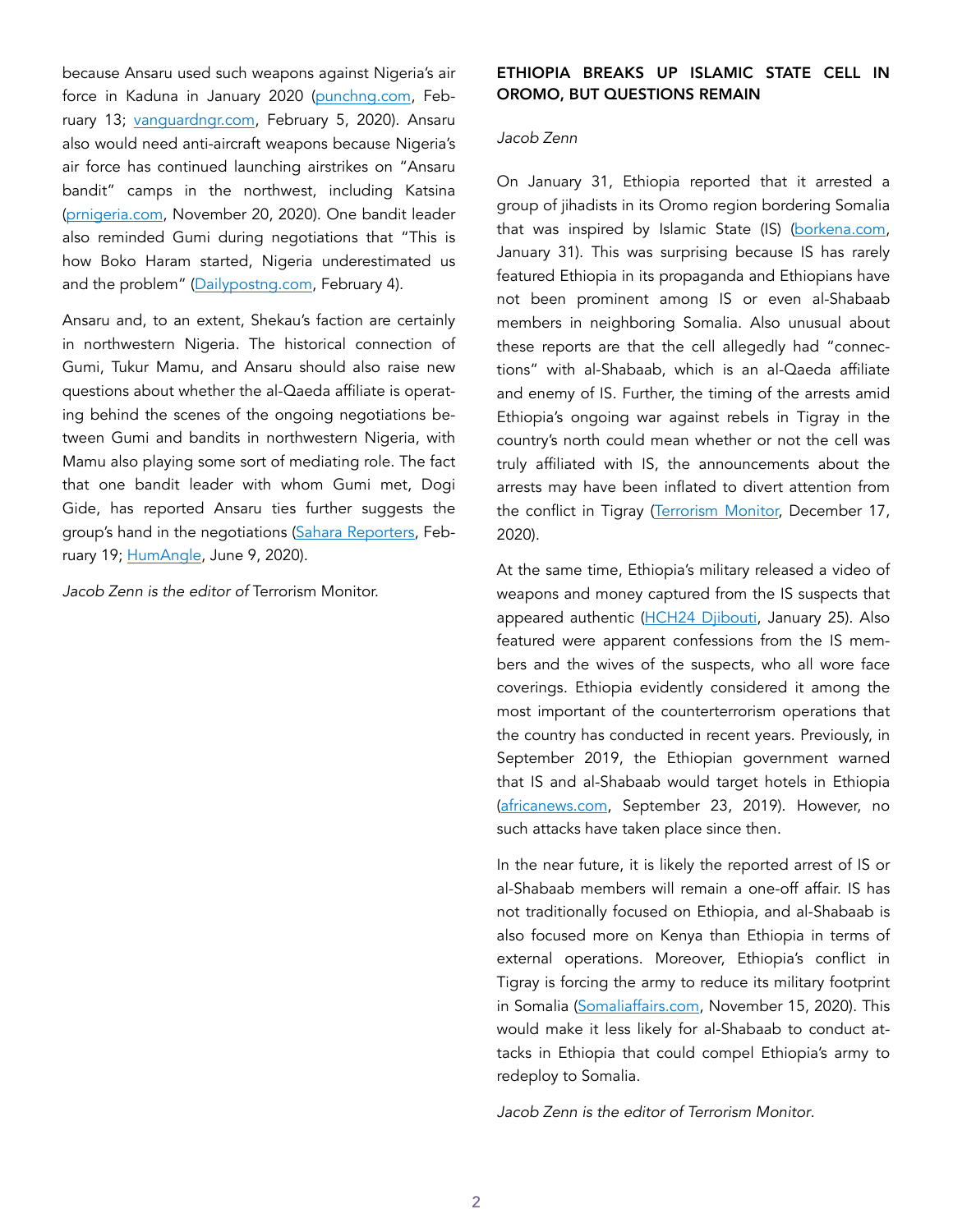because Ansaru used such weapons against Nigeria's air force in Kaduna in January 2020 (punchng.com, February 13; vanguardngr.com, February 5, 2020). Ansaru also would need anti-aircraft weapons because Nigeria's air force has continued launching airstrikes on "Ansaru bandit" camps in the northwest, including Katsina (prnigeria.com, November 20, 2020). One bandit leader also reminded Gumi during negotiations that "This is how Boko Haram started, Nigeria underestimated us and the problem" (Dailypostng.com, February 4).

Ansaru and, to an extent, Shekau's faction are certainly in northwestern Nigeria. The historical connection of Gumi, Tukur Mamu, and Ansaru should also raise new questions about whether the al-Qaeda affiliate is operating behind the scenes of the ongoing negotiations between Gumi and bandits in northwestern Nigeria, with Mamu also playing some sort of mediating role. The fact that one bandit leader with whom Gumi met, Dogi Gide, has reported Ansaru ties further suggests the group's hand in the negotiations (Sahara Reporters, February 19; HumAngle, June 9, 2020).

*Jacob Zenn is the editor of* Terrorism Monitor.

## ETHIOPIA BREAKS UP ISLAMIC STATE CELL IN OROMO, BUT QUESTIONS REMAIN

*Jacob Zenn*

On January 31, Ethiopia reported that it arrested a group of jihadists in its Oromo region bordering Somalia that was inspired by Islamic State (IS) (borkena.com, January 31). This was surprising because IS has rarely featured Ethiopia in its propaganda and Ethiopians have not been prominent among IS or even al-Shabaab members in neighboring Somalia. Also unusual about these reports are that the cell allegedly had "connections" with al-Shabaab, which is an al-Qaeda affiliate and enemy of IS. Further, the timing of the arrests amid Ethiopia's ongoing war against rebels in Tigray in the country's north could mean whether or not the cell was truly affiliated with IS, the announcements about the arrests may have been inflated to divert attention from the conflict in Tigray (Terrorism Monitor, December 17, 2020).

At the same time, Ethiopia's military released a video of weapons and money captured from the IS suspects that appeared authentic (HCH24 Djibouti, January 25). Also featured were apparent confessions from the IS members and the wives of the suspects, who all wore face coverings. Ethiopia evidently considered it among the most important of the counterterrorism operations that the country has conducted in recent years. Previously, in September 2019, the Ethiopian government warned that IS and al-Shabaab would target hotels in Ethiopia (africanews.com, September 23, 2019). However, no such attacks have taken place since then.

In the near future, it is likely the reported arrest of IS or al-Shabaab members will remain a one-off affair. IS has not traditionally focused on Ethiopia, and al-Shabaab is also focused more on Kenya than Ethiopia in terms of external operations. Moreover, Ethiopia's conflict in Tigray is forcing the army to reduce its military footprint in Somalia (Somaliaffairs.com, November 15, 2020). This would make it less likely for al-Shabaab to conduct attacks in Ethiopia that could compel Ethiopia's army to redeploy to Somalia.

*Jacob Zenn is the editor of Terrorism Monitor.*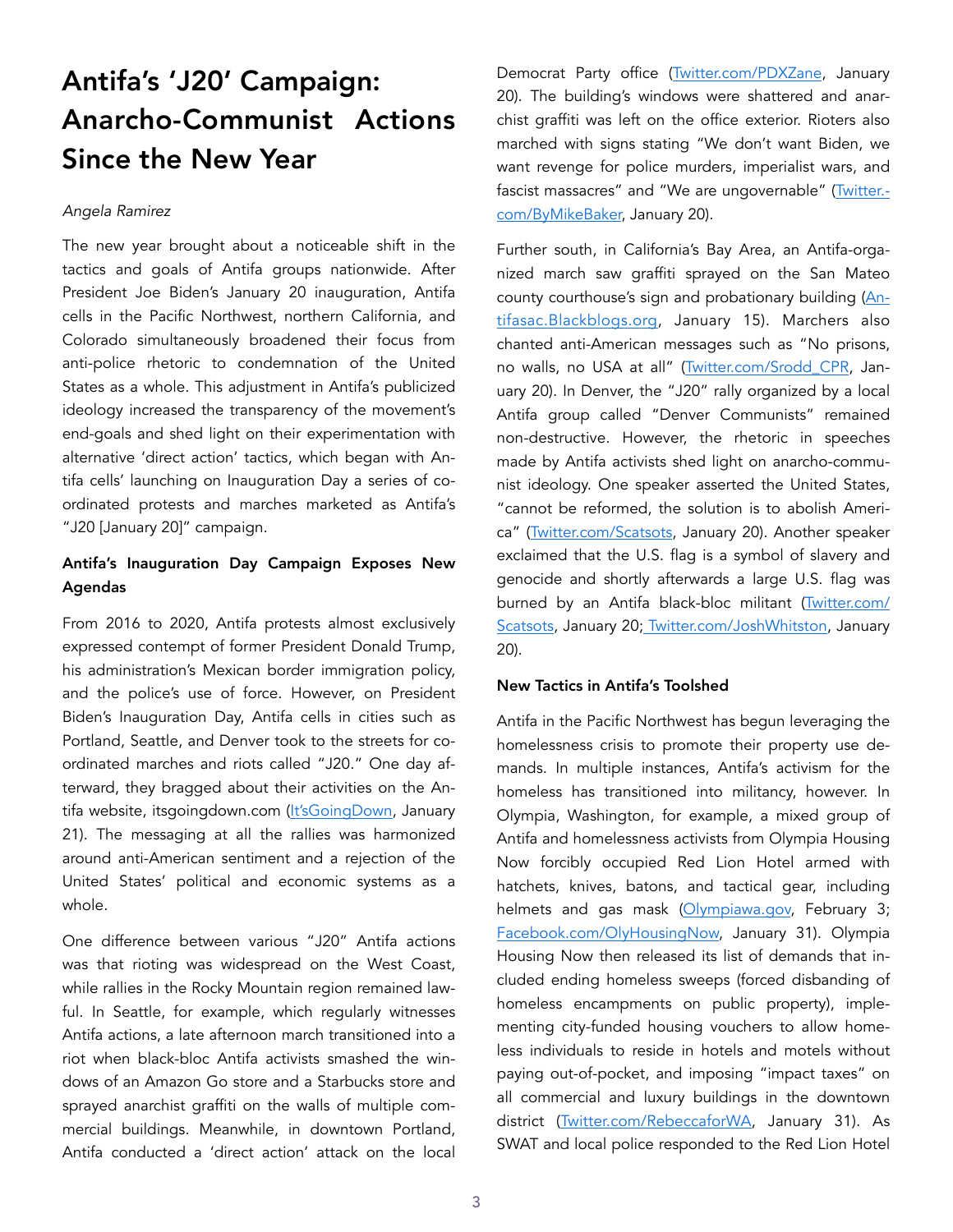# Antifa's 'J20' Campaign: Anarcho-Communist Actions Since the New Year

*Angela Ramirez*

The new year brought about a noticeable shift in the tactics and goals of Antifa groups nationwide. After President Joe Biden's January 20 inauguration, Antifa cells in the Pacific Northwest, northern California, and Colorado simultaneously broadened their focus from anti-police rhetoric to condemnation of the United States as a whole. This adjustment in Antifa's publicized ideology increased the transparency of the movement's end-goals and shed light on their experimentation with alternative 'direct action' tactics, which began with Antifa cells' launching on Inauguration Day a series of coordinated protests and marches marketed as Antifa's "J20 [January 20]" campaign.

### Antifa's Inauguration Day Campaign Exposes New Agendas

From 2016 to 2020, Antifa protests almost exclusively expressed contempt of former President Donald Trump, his administration's Mexican border immigration policy, and the police's use of force. However, on President Biden's Inauguration Day, Antifa cells in cities such as Portland, Seattle, and Denver took to the streets for coordinated marches and riots called "J20." One day afterward, they bragged about their activities on the Antifa website, itsgoingdown.com (It'sGoingDown, January 21). The messaging at all the rallies was harmonized around anti-American sentiment and a rejection of the United States' political and economic systems as a whole.

One difference between various "J20" Antifa actions was that rioting was widespread on the West Coast, while rallies in the Rocky Mountain region remained lawful. In Seattle, for example, which regularly witnesses Antifa actions, a late afternoon march transitioned into a riot when black-bloc Antifa activists smashed the windows of an Amazon Go store and a Starbucks store and sprayed anarchist graffiti on the walls of multiple commercial buildings. Meanwhile, in downtown Portland, Antifa conducted a 'direct action' attack on the local Democrat Party office (Twitter.com/PDXZane, January 20). The building's windows were shattered and anarchist graffiti was left on the office exterior. Rioters also marched with signs stating "We don't want Biden, we want revenge for police murders, imperialist wars, and fascist massacres" and "We are ungovernable" (Twitter.com/ByMikeBaker, January 20).

Further south, in California's Bay Area, an Antifa-organized march saw graffiti sprayed on the San Mateo county courthouse's sign and probationary building (Antifasac.Blackblogs.org, January 15). Marchers also chanted anti-American messages such as "No prisons, no walls, no USA at all" (Twitter.com/Srodd_CPR, January 20). In Denver, the "J20" rally organized by a local Antifa group called "Denver Communists" remained non-destructive. However, the rhetoric in speeches made by Antifa activists shed light on anarcho-communist ideology. One speaker asserted the United States, "cannot be reformed, the solution is to abolish America" (Twitter.com/Scatsots, January 20). Another speaker exclaimed that the U.S. flag is a symbol of slavery and genocide and shortly afterwards a large U.S. flag was burned by an Antifa black-bloc militant (Twitter.com/Scatsots, January 20; Twitter.com/JoshWhitston, January 20).

### New Tactics in Antifa's Toolshed

Antifa in the Pacific Northwest has begun leveraging the homelessness crisis to promote their property use demands. In multiple instances, Antifa's activism for the homeless has transitioned into militancy, however. In Olympia, Washington, for example, a mixed group of Antifa and homelessness activists from Olympia Housing Now forcibly occupied Red Lion Hotel armed with hatchets, knives, batons, and tactical gear, including helmets and gas mask (Olympiawa.gov, February 3; Facebook.com/OlyHousingNow, January 31). Olympia Housing Now then released its list of demands that included ending homeless sweeps (forced disbanding of homeless encampments on public property), implementing city-funded housing vouchers to allow homeless individuals to reside in hotels and motels without paying out-of-pocket, and imposing "impact taxes" on all commercial and luxury buildings in the downtown district (Twitter.com/RebeccaforWA, January 31). As SWAT and local police responded to the Red Lion Hotel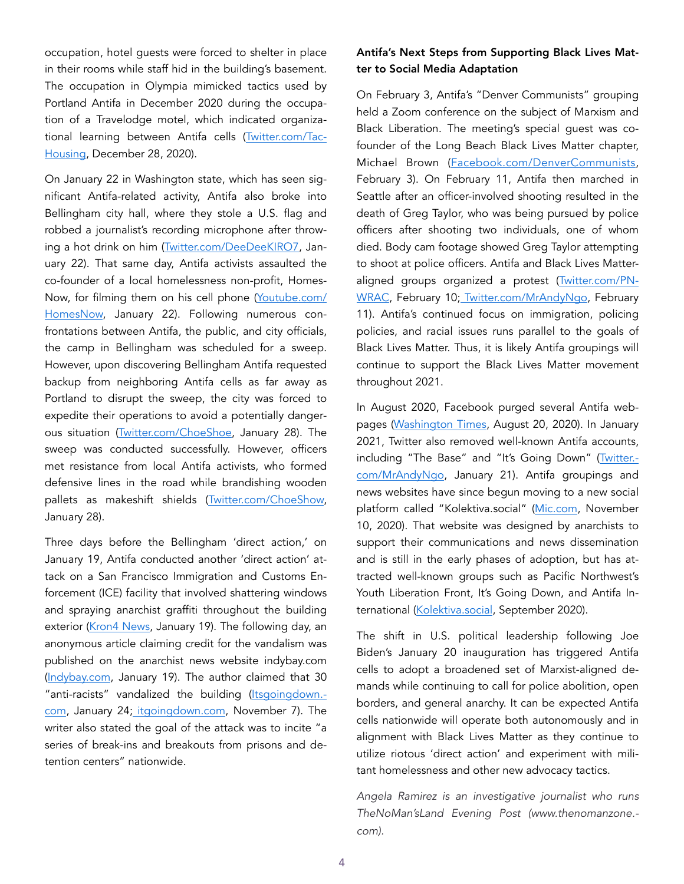occupation, hotel guests were forced to shelter in place in their rooms while staff hid in the building's basement. The occupation in Olympia mimicked tactics used by Portland Antifa in December 2020 during the occupation of a Travelodge motel, which indicated organizational learning between Antifa cells (Twitter.com/TacHousing, December 28, 2020).

On January 22 in Washington state, which has seen significant Antifa-related activity, Antifa also broke into Bellingham city hall, where they stole a U.S. flag and robbed a journalist's recording microphone after throwing a hot drink on him (Twitter.com/DeeDeeKIRO7, January 22). That same day, Antifa activists assaulted the co-founder of a local homelessness non-profit, HomesNow, for filming them on his cell phone (Youtube.com/HomesNow, January 22). Following numerous confrontations between Antifa, the public, and city officials, the camp in Bellingham was scheduled for a sweep. However, upon discovering Bellingham Antifa requested backup from neighboring Antifa cells as far away as Portland to disrupt the sweep, the city was forced to expedite their operations to avoid a potentially dangerous situation (Twitter.com/ChoeShoe, January 28). The sweep was conducted successfully. However, officers met resistance from local Antifa activists, who formed defensive lines in the road while brandishing wooden pallets as makeshift shields (Twitter.com/ChoeShow, January 28).

Three days before the Bellingham 'direct action,' on January 19, Antifa conducted another 'direct action' attack on a San Francisco Immigration and Customs Enforcement (ICE) facility that involved shattering windows and spraying anarchist graffiti throughout the building exterior (Kron4 News, January 19). The following day, an anonymous article claiming credit for the vandalism was published on the anarchist news website indybay.com (Indybay.com, January 19). The author claimed that 30 "anti-racists" vandalized the building (Itsgoingdown.com, January 24; itgoingdown.com, November 7). The writer also stated the goal of the attack was to incite "a series of break-ins and breakouts from prisons and detention centers" nationwide.

### Antifa's Next Steps from Supporting Black Lives Matter to Social Media Adaptation

On February 3, Antifa's "Denver Communists" grouping held a Zoom conference on the subject of Marxism and Black Liberation. The meeting's special guest was co-founder of the Long Beach Black Lives Matter chapter, Michael Brown (Facebook.com/DenverCommunists, February 3). On February 11, Antifa then marched in Seattle after an officer-involved shooting resulted in the death of Greg Taylor, who was being pursued by police officers after shooting two individuals, one of whom died. Body cam footage showed Greg Taylor attempting to shoot at police officers. Antifa and Black Lives Matter-aligned groups organized a protest (Twitter.com/PNWRAC, February 10; Twitter.com/MrAndyNgo, February 11). Antifa's continued focus on immigration, policing policies, and racial issues runs parallel to the goals of Black Lives Matter. Thus, it is likely Antifa groupings will continue to support the Black Lives Matter movement throughout 2021.

In August 2020, Facebook purged several Antifa webpages (Washington Times, August 20, 2020). In January 2021, Twitter also removed well-known Antifa accounts, including "The Base" and "It's Going Down" (Twitter.com/MrAndyNgo, January 21). Antifa groupings and news websites have since begun moving to a new social platform called "Kolektiva.social" (Mic.com, November 10, 2020). That website was designed by anarchists to support their communications and news dissemination and is still in the early phases of adoption, but has attracted well-known groups such as Pacific Northwest's Youth Liberation Front, It's Going Down, and Antifa International (Kolektiva.social, September 2020).

The shift in U.S. political leadership following Joe Biden's January 20 inauguration has triggered Antifa cells to adopt a broadened set of Marxist-aligned demands while continuing to call for police abolition, open borders, and general anarchy. It can be expected Antifa cells nationwide will operate both autonomously and in alignment with Black Lives Matter as they continue to utilize riotous 'direct action' and experiment with militant homelessness and other new advocacy tactics.

*Angela Ramirez is an investigative journalist who runs TheNoMan'sLand Evening Post (www.thenomanzone.com).*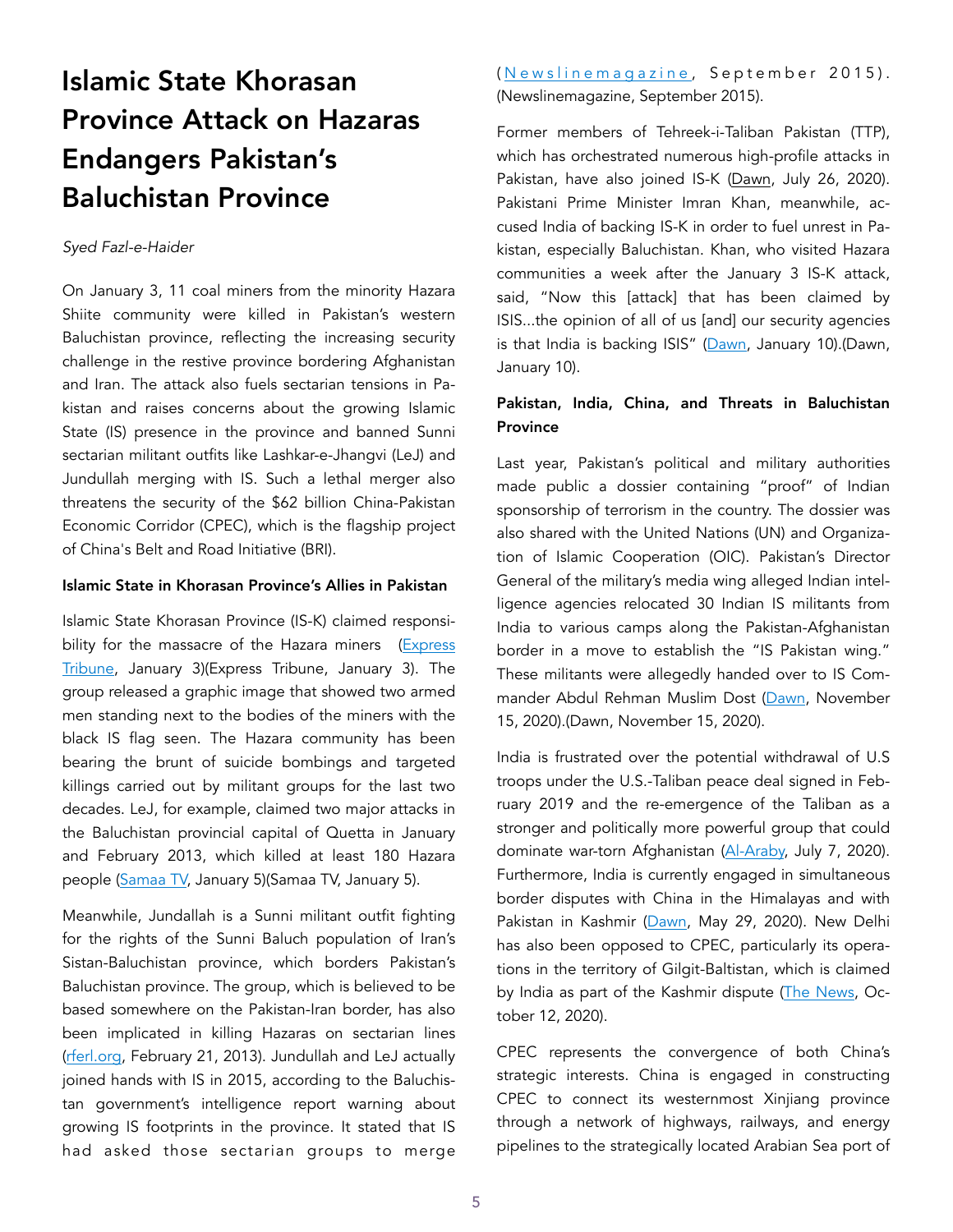# Islamic State Khorasan Province Attack on Hazaras Endangers Pakistan's Baluchistan Province

*Syed Fazl-e-Haider*

On January 3, 11 coal miners from the minority Hazara Shiite community were killed in Pakistan's western Baluchistan province, reflecting the increasing security challenge in the restive province bordering Afghanistan and Iran. The attack also fuels sectarian tensions in Pakistan and raises concerns about the growing Islamic State (IS) presence in the province and banned Sunni sectarian militant outfits like Lashkar-e-Jhangvi (LeJ) and Jundallah merging with IS. Such a lethal merger also threatens the security of the $62 billion China-Pakistan Economic Corridor (CPEC), which is the flagship project of China's Belt and Road Initiative (BRI).

### Islamic State in Khorasan Province's Allies in Pakistan

Islamic State Khorasan Province (IS-K) claimed responsibility for the massacre of the Hazara miners (Express Tribune, January 3)(Express Tribune, January 3). The group released a graphic image that showed two armed men standing next to the bodies of the miners with the black IS flag seen. The Hazara community has been bearing the brunt of suicide bombings and targeted killings carried out by militant groups for the last two decades. LeJ, for example, claimed two major attacks in the Baluchistan provincial capital of Quetta in January and February 2013, which killed at least 180 Hazara people (Samaa TV, January 5)(Samaa TV, January 5).

Meanwhile, Jundallah is a Sunni militant outfit fighting for the rights of the Sunni Baluch population of Iran's Sistan-Baluchistan province, which borders Pakistan's Baluchistan province. The group, which is believed to be based somewhere on the Pakistan-Iran border, has also been implicated in killing Hazaras on sectarian lines (rferl.org, February 21, 2013). Jundallah and LeJ actually joined hands with IS in 2015, according to the Baluchistan government's intelligence report warning about growing IS footprints in the province. It stated that IS had asked those sectarian groups to merge (Newslinemagazine, September 2015). (Newslinemagazine, September 2015).

Former members of Tehreek-i-Taliban Pakistan (TTP), which has orchestrated numerous high-profile attacks in Pakistan, have also joined IS-K (Dawn, July 26, 2020). Pakistani Prime Minister Imran Khan, meanwhile, accused India of backing IS-K in order to fuel unrest in Pakistan, especially Baluchistan. Khan, who visited Hazara communities a week after the January 3 IS-K attack, said, "Now this [attack] that has been claimed by ISIS...the opinion of all of us [and] our security agencies is that India is backing ISIS" (Dawn, January 10).(Dawn, January 10).

### Pakistan, India, China, and Threats in Baluchistan Province

Last year, Pakistan's political and military authorities made public a dossier containing "proof" of Indian sponsorship of terrorism in the country. The dossier was also shared with the United Nations (UN) and Organization of Islamic Cooperation (OIC). Pakistan's Director General of the military's media wing alleged Indian intelligence agencies relocated 30 Indian IS militants from India to various camps along the Pakistan-Afghanistan border in a move to establish the "IS Pakistan wing." These militants were allegedly handed over to IS Commander Abdul Rehman Muslim Dost (Dawn, November 15, 2020).(Dawn, November 15, 2020).

India is frustrated over the potential withdrawal of U.S troops under the U.S.-Taliban peace deal signed in February 2019 and the re-emergence of the Taliban as a stronger and politically more powerful group that could dominate war-torn Afghanistan (Al-Araby, July 7, 2020). Furthermore, India is currently engaged in simultaneous border disputes with China in the Himalayas and with Pakistan in Kashmir (Dawn, May 29, 2020). New Delhi has also been opposed to CPEC, particularly its operations in the territory of Gilgit-Baltistan, which is claimed by India as part of the Kashmir dispute (The News, October 12, 2020).

CPEC represents the convergence of both China's strategic interests. China is engaged in constructing CPEC to connect its westernmost Xinjiang province through a network of highways, railways, and energy pipelines to the strategically located Arabian Sea port of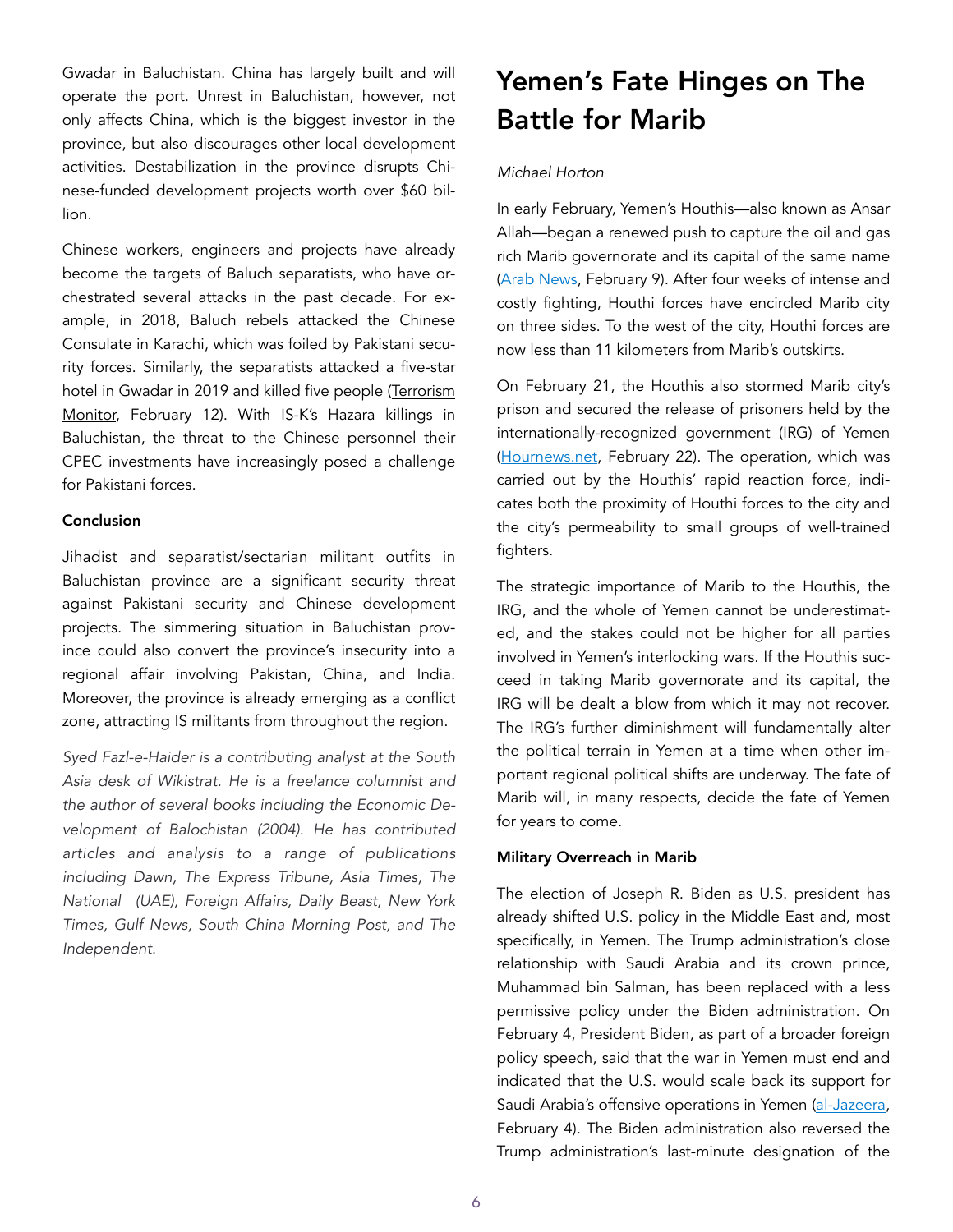Gwadar in Baluchistan. China has largely built and will operate the port. Unrest in Baluchistan, however, not only affects China, which is the biggest investor in the province, but also discourages other local development activities. Destabilization in the province disrupts Chinese-funded development projects worth over $60 billion.

Chinese workers, engineers and projects have already become the targets of Baluch separatists, who have orchestrated several attacks in the past decade. For example, in 2018, Baluch rebels attacked the Chinese Consulate in Karachi, which was foiled by Pakistani security forces. Similarly, the separatists attacked a five-star hotel in Gwadar in 2019 and killed five people (Terrorism Monitor, February 12). With IS-K's Hazara killings in Baluchistan, the threat to the Chinese personnel their CPEC investments have increasingly posed a challenge for Pakistani forces.

**Conclusion**

Jihadist and separatist/sectarian militant outfits in Baluchistan province are a significant security threat against Pakistani security and Chinese development projects. The simmering situation in Baluchistan province could also convert the province's insecurity into a regional affair involving Pakistan, China, and India. Moreover, the province is already emerging as a conflict zone, attracting IS militants from throughout the region.

*Syed Fazl-e-Haider is a contributing analyst at the South Asia desk of Wikistrat. He is a freelance columnist and the author of several books including the Economic Development of Balochistan (2004). He has contributed articles and analysis to a range of publications including Dawn, The Express Tribune, Asia Times, The National (UAE), Foreign Affairs, Daily Beast, New York Times, Gulf News, South China Morning Post, and The Independent.*

# Yemen's Fate Hinges on The Battle for Marib

*Michael Horton*

In early February, Yemen's Houthis—also known as Ansar Allah—began a renewed push to capture the oil and gas rich Marib governorate and its capital of the same name (Arab News, February 9). After four weeks of intense and costly fighting, Houthi forces have encircled Marib city on three sides. To the west of the city, Houthi forces are now less than 11 kilometers from Marib's outskirts.

On February 21, the Houthis also stormed Marib city's prison and secured the release of prisoners held by the internationally-recognized government (IRG) of Yemen (Hournews.net, February 22). The operation, which was carried out by the Houthis' rapid reaction force, indicates both the proximity of Houthi forces to the city and the city's permeability to small groups of well-trained fighters.

The strategic importance of Marib to the Houthis, the IRG, and the whole of Yemen cannot be underestimated, and the stakes could not be higher for all parties involved in Yemen's interlocking wars. If the Houthis succeed in taking Marib governorate and its capital, the IRG will be dealt a blow from which it may not recover. The IRG's further diminishment will fundamentally alter the political terrain in Yemen at a time when other important regional political shifts are underway. The fate of Marib will, in many respects, decide the fate of Yemen for years to come.

**Military Overreach in Marib**

The election of Joseph R. Biden as U.S. president has already shifted U.S. policy in the Middle East and, most specifically, in Yemen. The Trump administration's close relationship with Saudi Arabia and its crown prince, Muhammad bin Salman, has been replaced with a less permissive policy under the Biden administration. On February 4, President Biden, as part of a broader foreign policy speech, said that the war in Yemen must end and indicated that the U.S. would scale back its support for Saudi Arabia's offensive operations in Yemen (al-Jazeera, February 4). The Biden administration also reversed the Trump administration's last-minute designation of the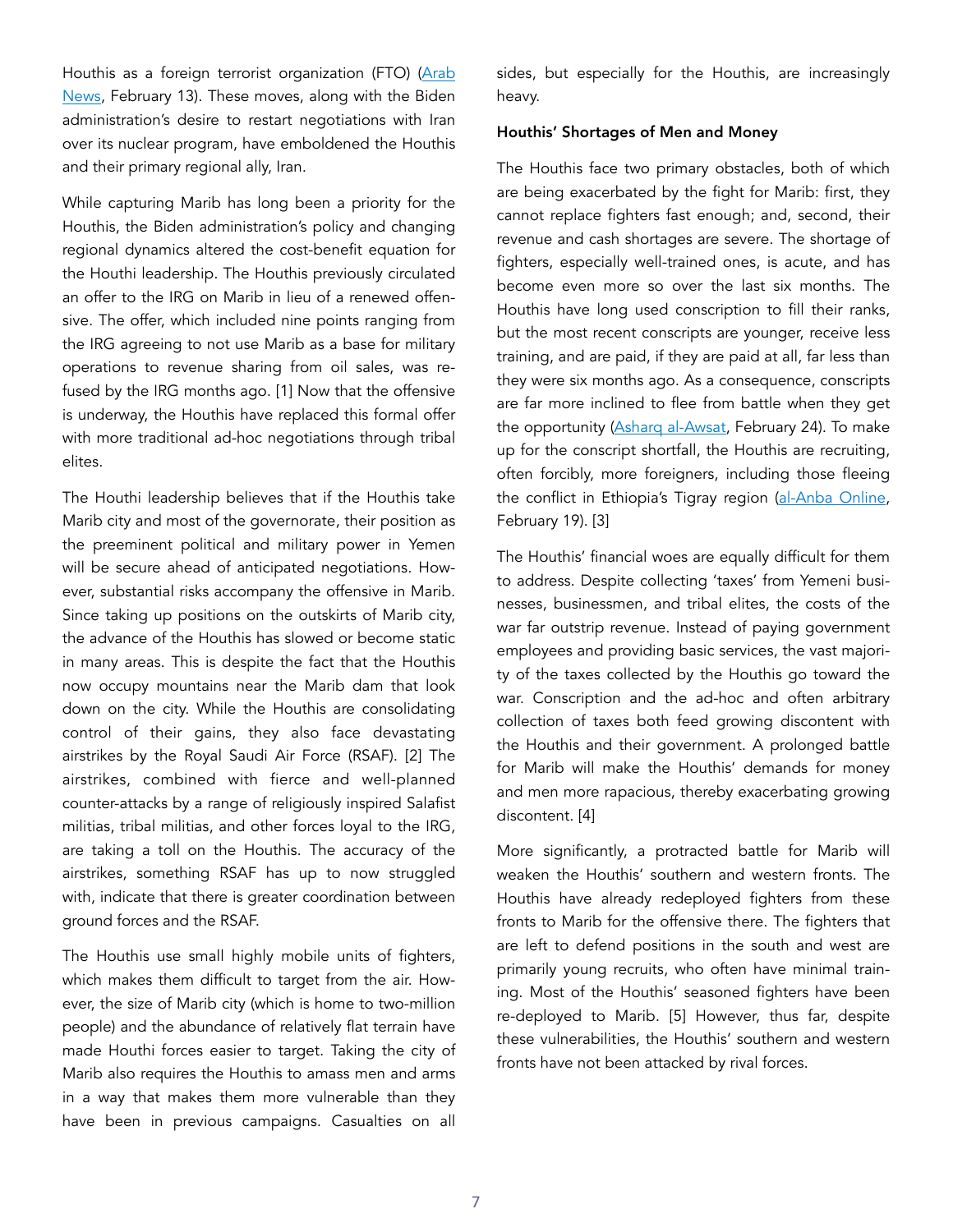Houthis as a foreign terrorist organization (FTO) (Arab News, February 13). These moves, along with the Biden administration's desire to restart negotiations with Iran over its nuclear program, have emboldened the Houthis and their primary regional ally, Iran.

While capturing Marib has long been a priority for the Houthis, the Biden administration's policy and changing regional dynamics altered the cost-benefit equation for the Houthi leadership. The Houthis previously circulated an offer to the IRG on Marib in lieu of a renewed offensive. The offer, which included nine points ranging from the IRG agreeing to not use Marib as a base for military operations to revenue sharing from oil sales, was refused by the IRG months ago. [1] Now that the offensive is underway, the Houthis have replaced this formal offer with more traditional ad-hoc negotiations through tribal elites.

The Houthi leadership believes that if the Houthis take Marib city and most of the governorate, their position as the preeminent political and military power in Yemen will be secure ahead of anticipated negotiations. However, substantial risks accompany the offensive in Marib. Since taking up positions on the outskirts of Marib city, the advance of the Houthis has slowed or become static in many areas. This is despite the fact that the Houthis now occupy mountains near the Marib dam that look down on the city. While the Houthis are consolidating control of their gains, they also face devastating airstrikes by the Royal Saudi Air Force (RSAF). [2] The airstrikes, combined with fierce and well-planned counter-attacks by a range of religiously inspired Salafist militias, tribal militias, and other forces loyal to the IRG, are taking a toll on the Houthis. The accuracy of the airstrikes, something RSAF has up to now struggled with, indicate that there is greater coordination between ground forces and the RSAF.

The Houthis use small highly mobile units of fighters, which makes them difficult to target from the air. However, the size of Marib city (which is home to two-million people) and the abundance of relatively flat terrain have made Houthi forces easier to target. Taking the city of Marib also requires the Houthis to amass men and arms in a way that makes them more vulnerable than they have been in previous campaigns. Casualties on all sides, but especially for the Houthis, are increasingly heavy.

### Houthis' Shortages of Men and Money

The Houthis face two primary obstacles, both of which are being exacerbated by the fight for Marib: first, they cannot replace fighters fast enough; and, second, their revenue and cash shortages are severe. The shortage of fighters, especially well-trained ones, is acute, and has become even more so over the last six months. The Houthis have long used conscription to fill their ranks, but the most recent conscripts are younger, receive less training, and are paid, if they are paid at all, far less than they were six months ago. As a consequence, conscripts are far more inclined to flee from battle when they get the opportunity (Asharq al-Awsat, February 24). To make up for the conscript shortfall, the Houthis are recruiting, often forcibly, more foreigners, including those fleeing the conflict in Ethiopia's Tigray region (al-Anba Online, February 19). [3]

The Houthis' financial woes are equally difficult for them to address. Despite collecting 'taxes' from Yemeni businesses, businessmen, and tribal elites, the costs of the war far outstrip revenue. Instead of paying government employees and providing basic services, the vast majority of the taxes collected by the Houthis go toward the war. Conscription and the ad-hoc and often arbitrary collection of taxes both feed growing discontent with the Houthis and their government. A prolonged battle for Marib will make the Houthis' demands for money and men more rapacious, thereby exacerbating growing discontent. [4]

More significantly, a protracted battle for Marib will weaken the Houthis' southern and western fronts. The Houthis have already redeployed fighters from these fronts to Marib for the offensive there. The fighters that are left to defend positions in the south and west are primarily young recruits, who often have minimal training. Most of the Houthis' seasoned fighters have been re-deployed to Marib. [5] However, thus far, despite these vulnerabilities, the Houthis' southern and western fronts have not been attacked by rival forces.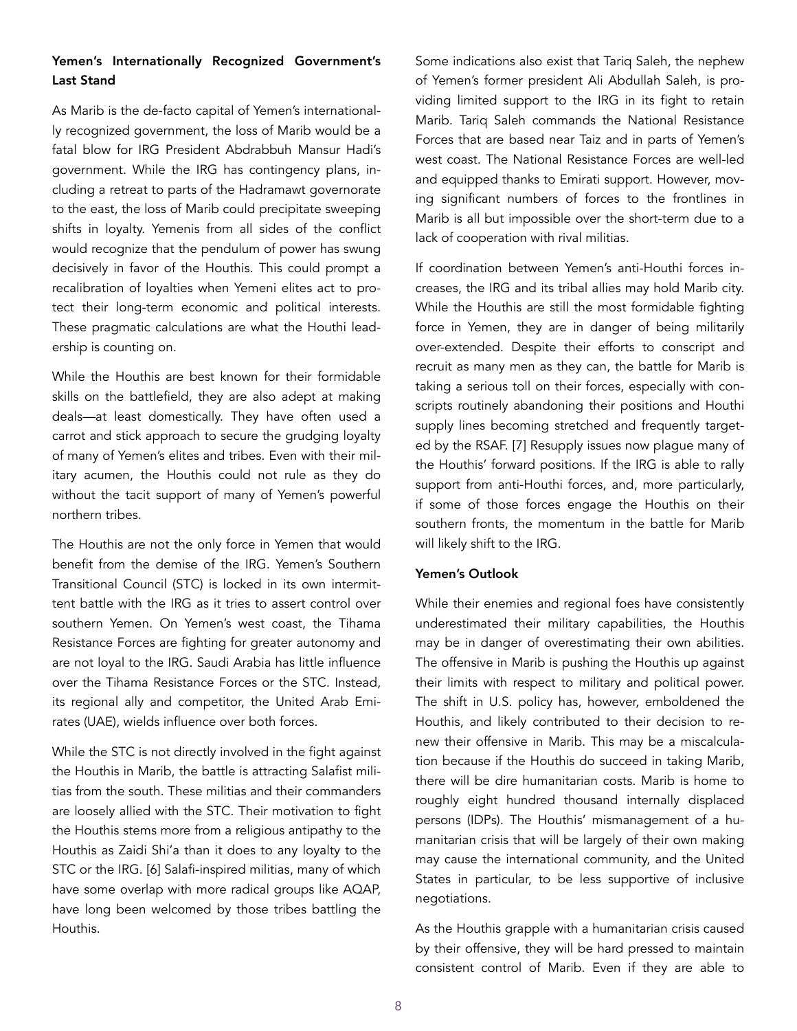### Yemen's Internationally Recognized Government's Last Stand

As Marib is the de-facto capital of Yemen's internationally recognized government, the loss of Marib would be a fatal blow for IRG President Abdrabbuh Mansur Hadi's government. While the IRG has contingency plans, including a retreat to parts of the Hadramawt governorate to the east, the loss of Marib could precipitate sweeping shifts in loyalty. Yemenis from all sides of the conflict would recognize that the pendulum of power has swung decisively in favor of the Houthis. This could prompt a recalibration of loyalties when Yemeni elites act to protect their long-term economic and political interests. These pragmatic calculations are what the Houthi leadership is counting on.

While the Houthis are best known for their formidable skills on the battlefield, they are also adept at making deals—at least domestically. They have often used a carrot and stick approach to secure the grudging loyalty of many of Yemen's elites and tribes. Even with their military acumen, the Houthis could not rule as they do without the tacit support of many of Yemen's powerful northern tribes.

The Houthis are not the only force in Yemen that would benefit from the demise of the IRG. Yemen's Southern Transitional Council (STC) is locked in its own intermittent battle with the IRG as it tries to assert control over southern Yemen. On Yemen's west coast, the Tihama Resistance Forces are fighting for greater autonomy and are not loyal to the IRG. Saudi Arabia has little influence over the Tihama Resistance Forces or the STC. Instead, its regional ally and competitor, the United Arab Emirates (UAE), wields influence over both forces.

While the STC is not directly involved in the fight against the Houthis in Marib, the battle is attracting Salafist militias from the south. These militias and their commanders are loosely allied with the STC. Their motivation to fight the Houthis stems more from a religious antipathy to the Houthis as Zaidi Shi'a than it does to any loyalty to the STC or the IRG. [6] Salafi-inspired militias, many of which have some overlap with more radical groups like AQAP, have long been welcomed by those tribes battling the Houthis.

Some indications also exist that Tariq Saleh, the nephew of Yemen's former president Ali Abdullah Saleh, is providing limited support to the IRG in its fight to retain Marib. Tariq Saleh commands the National Resistance Forces that are based near Taiz and in parts of Yemen's west coast. The National Resistance Forces are well-led and equipped thanks to Emirati support. However, moving significant numbers of forces to the frontlines in Marib is all but impossible over the short-term due to a lack of cooperation with rival militias.

If coordination between Yemen's anti-Houthi forces increases, the IRG and its tribal allies may hold Marib city. While the Houthis are still the most formidable fighting force in Yemen, they are in danger of being militarily over-extended. Despite their efforts to conscript and recruit as many men as they can, the battle for Marib is taking a serious toll on their forces, especially with conscripts routinely abandoning their positions and Houthi supply lines becoming stretched and frequently targeted by the RSAF. [7] Resupply issues now plague many of the Houthis' forward positions. If the IRG is able to rally support from anti-Houthi forces, and, more particularly, if some of those forces engage the Houthis on their southern fronts, the momentum in the battle for Marib will likely shift to the IRG.

### Yemen's Outlook

While their enemies and regional foes have consistently underestimated their military capabilities, the Houthis may be in danger of overestimating their own abilities. The offensive in Marib is pushing the Houthis up against their limits with respect to military and political power. The shift in U.S. policy has, however, emboldened the Houthis, and likely contributed to their decision to renew their offensive in Marib. This may be a miscalculation because if the Houthis do succeed in taking Marib, there will be dire humanitarian costs. Marib is home to roughly eight hundred thousand internally displaced persons (IDPs). The Houthis' mismanagement of a humanitarian crisis that will be largely of their own making may cause the international community, and the United States in particular, to be less supportive of inclusive negotiations.

As the Houthis grapple with a humanitarian crisis caused by their offensive, they will be hard pressed to maintain consistent control of Marib. Even if they are able to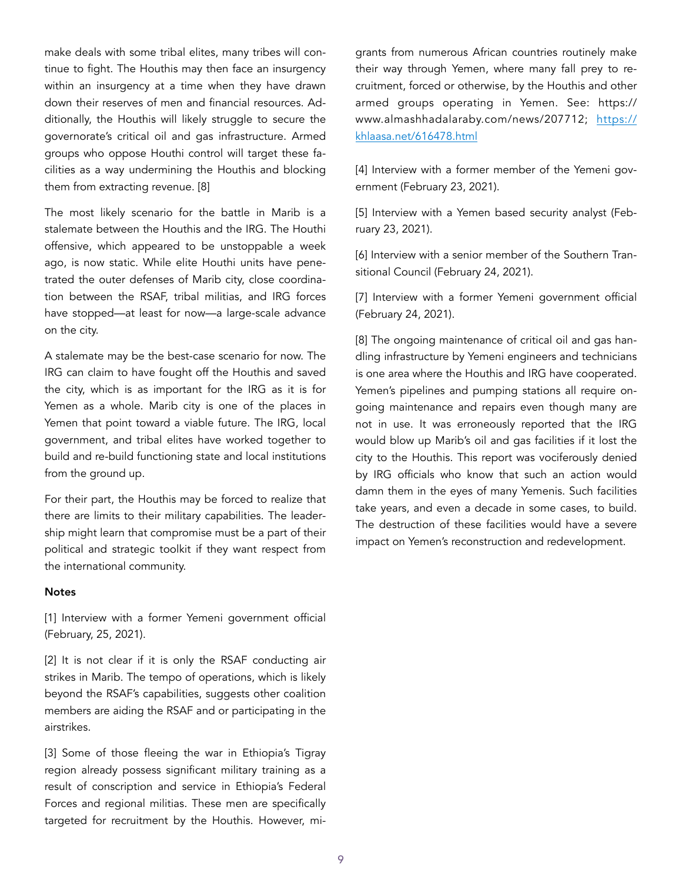make deals with some tribal elites, many tribes will continue to fight. The Houthis may then face an insurgency within an insurgency at a time when they have drawn down their reserves of men and financial resources. Additionally, the Houthis will likely struggle to secure the governorate's critical oil and gas infrastructure. Armed groups who oppose Houthi control will target these facilities as a way undermining the Houthis and blocking them from extracting revenue. [8]

The most likely scenario for the battle in Marib is a stalemate between the Houthis and the IRG. The Houthi offensive, which appeared to be unstoppable a week ago, is now static. While elite Houthi units have penetrated the outer defenses of Marib city, close coordination between the RSAF, tribal militias, and IRG forces have stopped—at least for now—a large-scale advance on the city.

A stalemate may be the best-case scenario for now. The IRG can claim to have fought off the Houthis and saved the city, which is as important for the IRG as it is for Yemen as a whole. Marib city is one of the places in Yemen that point toward a viable future. The IRG, local government, and tribal elites have worked together to build and re-build functioning state and local institutions from the ground up.

For their part, the Houthis may be forced to realize that there are limits to their military capabilities. The leadership might learn that compromise must be a part of their political and strategic toolkit if they want respect from the international community.

**Notes**

[1] Interview with a former Yemeni government official (February, 25, 2021).

[2] It is not clear if it is only the RSAF conducting air strikes in Marib. The tempo of operations, which is likely beyond the RSAF's capabilities, suggests other coalition members are aiding the RSAF and or participating in the airstrikes.

[3] Some of those fleeing the war in Ethiopia's Tigray region already possess significant military training as a result of conscription and service in Ethiopia's Federal Forces and regional militias. These men are specifically targeted for recruitment by the Houthis. However, migrants from numerous African countries routinely make their way through Yemen, where many fall prey to recruitment, forced or otherwise, by the Houthis and other armed groups operating in Yemen. See: https://www.almashhadalaraby.com/news/207712; https://khlaasa.net/616478.html

[4] Interview with a former member of the Yemeni government (February 23, 2021).

[5] Interview with a Yemen based security analyst (February 23, 2021).

[6] Interview with a senior member of the Southern Transitional Council (February 24, 2021).

[7] Interview with a former Yemeni government official (February 24, 2021).

[8] The ongoing maintenance of critical oil and gas handling infrastructure by Yemeni engineers and technicians is one area where the Houthis and IRG have cooperated. Yemen's pipelines and pumping stations all require ongoing maintenance and repairs even though many are not in use. It was erroneously reported that the IRG would blow up Marib's oil and gas facilities if it lost the city to the Houthis. This report was vociferously denied by IRG officials who know that such an action would damn them in the eyes of many Yemenis. Such facilities take years, and even a decade in some cases, to build. The destruction of these facilities would have a severe impact on Yemen's reconstruction and redevelopment.